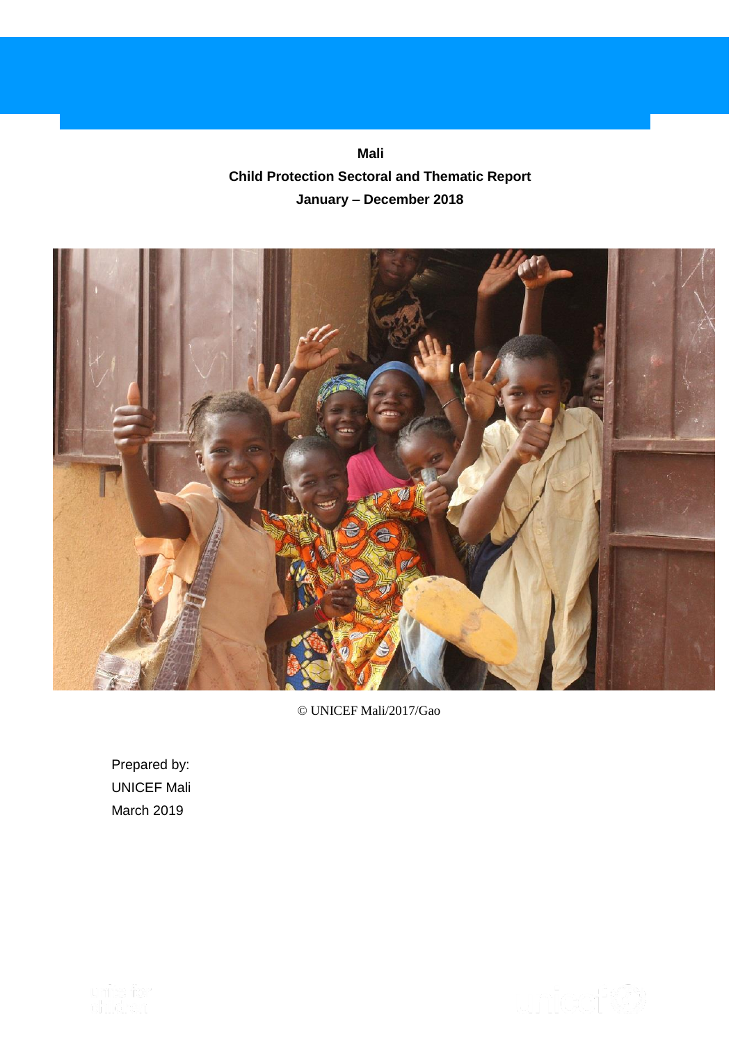**Mali**

**Child Protection Sectoral and Thematic Report**

**January – December 2018**

© UNICEF Mali/2017/Gao

Prepared by:
UNICEF Mali
March 2019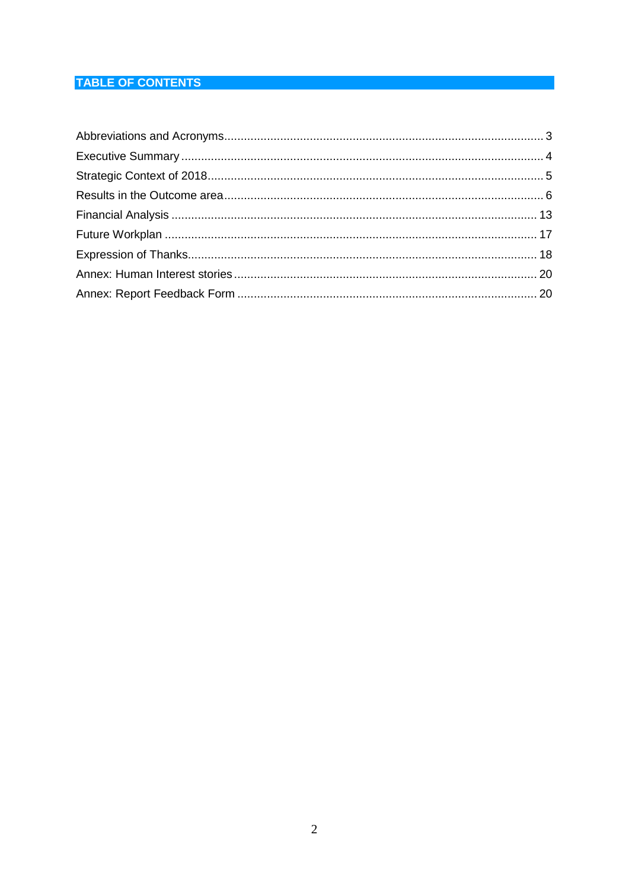## TABLE OF CONTENTS

Abbreviations and Acronyms................................................................................................ 3
Executive Summary ............................................................................................................ 4
Strategic Context of 2018..................................................................................................... 5
Results in the Outcome area................................................................................................ 6
Financial Analysis .............................................................................................................. 13
Future Workplan ................................................................................................................ 17
Expression of Thanks......................................................................................................... 18
Annex: Human Interest stories........................................................................................... 20
Annex: Report Feedback Form ........................................................................................... 20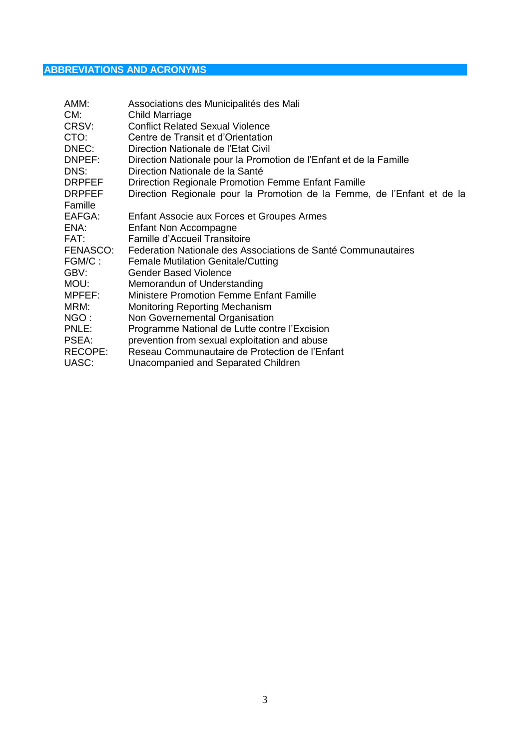## ABBREVIATIONS AND ACRONYMS

| | |
|---|---|
| AMM: | Associations des Municipalités des Mali |
| CM: | Child Marriage |
| CRSV: | Conflict Related Sexual Violence |
| CTO: | Centre de Transit et d'Orientation |
| DNEC: | Direction Nationale de l'Etat Civil |
| DNPEF: | Direction Nationale pour la Promotion de l'Enfant et de la Famille |
| DNS: | Direction Nationale de la Santé |
| DRPFEF | Drirection Regionale Promotion Femme Enfant Famille |
| DRPFEF Famille | Direction Regionale pour la Promotion de la Femme, de l'Enfant et de la |
| EAFGA: | Enfant Associe aux Forces et Groupes Armes |
| ENA: | Enfant Non Accompagne |
| FAT: | Famille d'Accueil Transitoire |
| FENASCO: | Federation Nationale des Associations de Santé Communautaires |
| FGM/C : | Female Mutilation Genitale/Cutting |
| GBV: | Gender Based Violence |
| MOU: | Memorandun of Understanding |
| MPFEF: | Ministere Promotion Femme Enfant Famille |
| MRM: | Monitoring Reporting Mechanism |
| NGO : | Non Governemental Organisation |
| PNLE: | Programme National de Lutte contre l'Excision |
| PSEA: | prevention from sexual exploitation and abuse |
| RECOPE: | Reseau Communautaire de Protection de l'Enfant |
| UASC: | Unacompanied and Separated Children |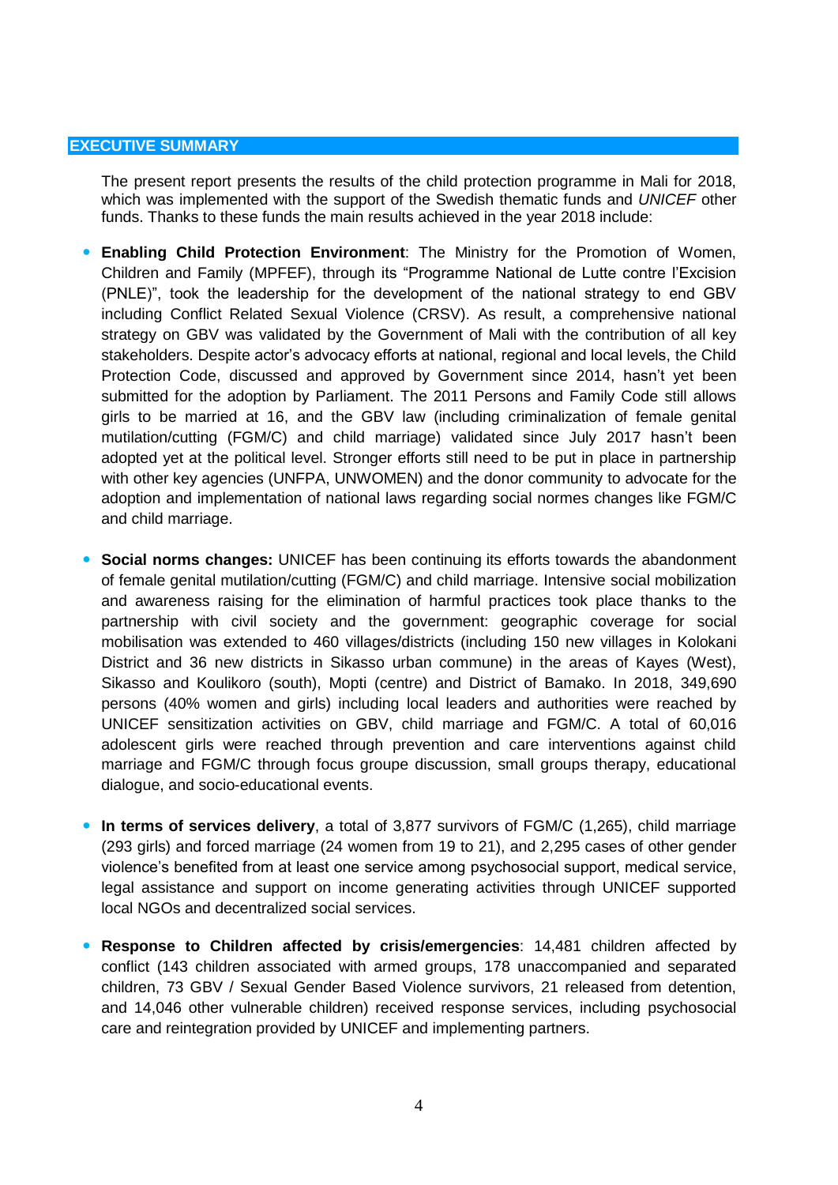## EXECUTIVE SUMMARY

The present report presents the results of the child protection programme in Mali for 2018, which was implemented with the support of the Swedish thematic funds and *UNICEF* other funds. Thanks to these funds the main results achieved in the year 2018 include:

- **Enabling Child Protection Environment**: The Ministry for the Promotion of Women, Children and Family (MPFEF), through its "Programme National de Lutte contre l'Excision (PNLE)", took the leadership for the development of the national strategy to end GBV including Conflict Related Sexual Violence (CRSV). As result, a comprehensive national strategy on GBV was validated by the Government of Mali with the contribution of all key stakeholders. Despite actor's advocacy efforts at national, regional and local levels, the Child Protection Code, discussed and approved by Government since 2014, hasn't yet been submitted for the adoption by Parliament. The 2011 Persons and Family Code still allows girls to be married at 16, and the GBV law (including criminalization of female genital mutilation/cutting (FGM/C) and child marriage) validated since July 2017 hasn't been adopted yet at the political level. Stronger efforts still need to be put in place in partnership with other key agencies (UNFPA, UNWOMEN) and the donor community to advocate for the adoption and implementation of national laws regarding social normes changes like FGM/C and child marriage.

- **Social norms changes:** UNICEF has been continuing its efforts towards the abandonment of female genital mutilation/cutting (FGM/C) and child marriage. Intensive social mobilization and awareness raising for the elimination of harmful practices took place thanks to the partnership with civil society and the government: geographic coverage for social mobilisation was extended to 460 villages/districts (including 150 new villages in Kolokani District and 36 new districts in Sikasso urban commune) in the areas of Kayes (West), Sikasso and Koulikoro (south), Mopti (centre) and District of Bamako. In 2018, 349,690 persons (40% women and girls) including local leaders and authorities were reached by UNICEF sensitization activities on GBV, child marriage and FGM/C. A total of 60,016 adolescent girls were reached through prevention and care interventions against child marriage and FGM/C through focus groupe discussion, small groups therapy, educational dialogue, and socio-educational events.

- **In terms of services delivery**, a total of 3,877 survivors of FGM/C (1,265), child marriage (293 girls) and forced marriage (24 women from 19 to 21), and 2,295 cases of other gender violence's benefited from at least one service among psychosocial support, medical service, legal assistance and support on income generating activities through UNICEF supported local NGOs and decentralized social services.

- **Response to Children affected by crisis/emergencies**: 14,481 children affected by conflict (143 children associated with armed groups, 178 unaccompanied and separated children, 73 GBV / Sexual Gender Based Violence survivors, 21 released from detention, and 14,046 other vulnerable children) received response services, including psychosocial care and reintegration provided by UNICEF and implementing partners.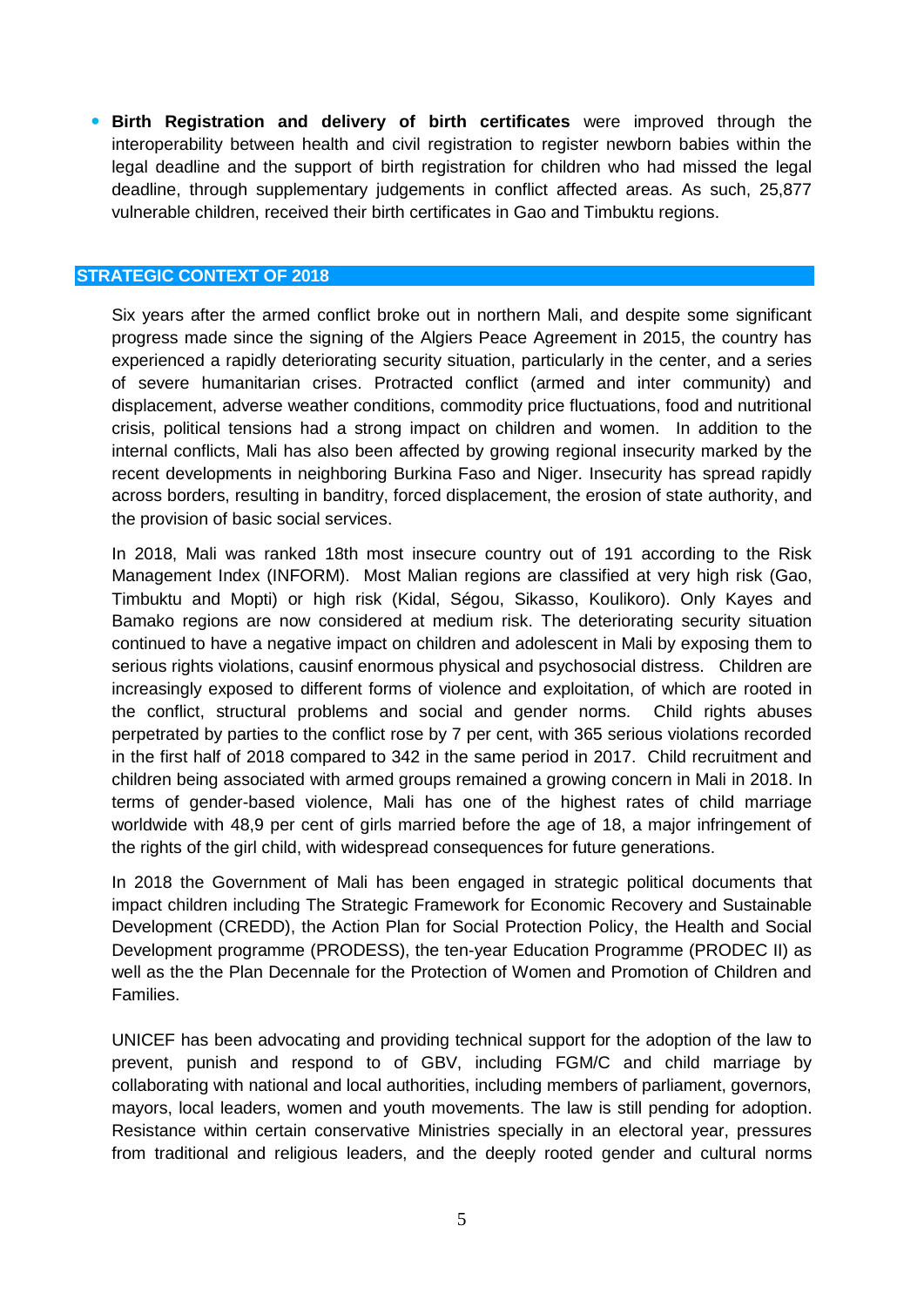- **Birth Registration and delivery of birth certificates** were improved through the interoperability between health and civil registration to register newborn babies within the legal deadline and the support of birth registration for children who had missed the legal deadline, through supplementary judgements in conflict affected areas. As such, 25,877 vulnerable children, received their birth certificates in Gao and Timbuktu regions.

## STRATEGIC CONTEXT OF 2018

Six years after the armed conflict broke out in northern Mali, and despite some significant progress made since the signing of the Algiers Peace Agreement in 2015, the country has experienced a rapidly deteriorating security situation, particularly in the center, and a series of severe humanitarian crises. Protracted conflict (armed and inter community) and displacement, adverse weather conditions, commodity price fluctuations, food and nutritional crisis, political tensions had a strong impact on children and women. In addition to the internal conflicts, Mali has also been affected by growing regional insecurity marked by the recent developments in neighboring Burkina Faso and Niger. Insecurity has spread rapidly across borders, resulting in banditry, forced displacement, the erosion of state authority, and the provision of basic social services.

In 2018, Mali was ranked 18th most insecure country out of 191 according to the Risk Management Index (INFORM). Most Malian regions are classified at very high risk (Gao, Timbuktu and Mopti) or high risk (Kidal, Ségou, Sikasso, Koulikoro). Only Kayes and Bamako regions are now considered at medium risk. The deteriorating security situation continued to have a negative impact on children and adolescent in Mali by exposing them to serious rights violations, causinf enormous physical and psychosocial distress. Children are increasingly exposed to different forms of violence and exploitation, of which are rooted in the conflict, structural problems and social and gender norms. Child rights abuses perpetrated by parties to the conflict rose by 7 per cent, with 365 serious violations recorded in the first half of 2018 compared to 342 in the same period in 2017. Child recruitment and children being associated with armed groups remained a growing concern in Mali in 2018. In terms of gender-based violence, Mali has one of the highest rates of child marriage worldwide with 48,9 per cent of girls married before the age of 18, a major infringement of the rights of the girl child, with widespread consequences for future generations.

In 2018 the Government of Mali has been engaged in strategic political documents that impact children including The Strategic Framework for Economic Recovery and Sustainable Development (CREDD), the Action Plan for Social Protection Policy, the Health and Social Development programme (PRODESS), the ten-year Education Programme (PRODEC II) as well as the the Plan Decennale for the Protection of Women and Promotion of Children and Families.

UNICEF has been advocating and providing technical support for the adoption of the law to prevent, punish and respond to of GBV, including FGM/C and child marriage by collaborating with national and local authorities, including members of parliament, governors, mayors, local leaders, women and youth movements. The law is still pending for adoption. Resistance within certain conservative Ministries specially in an electoral year, pressures from traditional and religious leaders, and the deeply rooted gender and cultural norms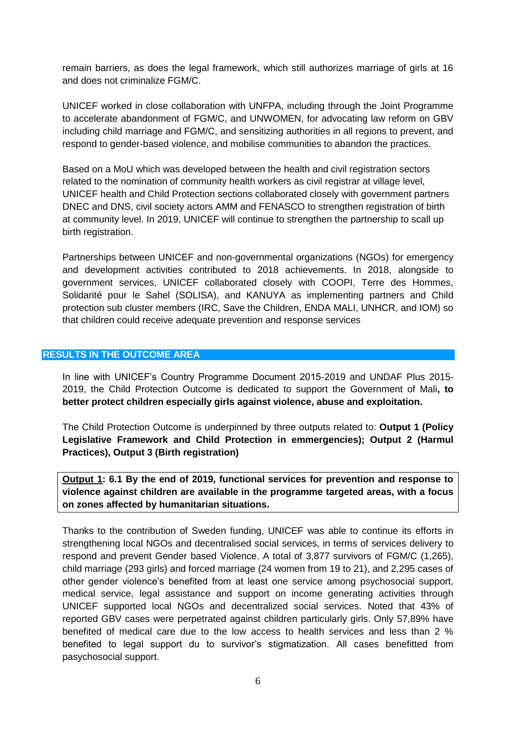remain barriers, as does the legal framework, which still authorizes marriage of girls at 16 and does not criminalize FGM/C.

UNICEF worked in close collaboration with UNFPA, including through the Joint Programme to accelerate abandonment of FGM/C, and UNWOMEN, for advocating law reform on GBV including child marriage and FGM/C, and sensitizing authorities in all regions to prevent, and respond to gender-based violence, and mobilise communities to abandon the practices.

Based on a MoU which was developed between the health and civil registration sectors related to the nomination of community health workers as civil registrar at village level, UNICEF health and Child Protection sections collaborated closely with government partners DNEC and DNS, civil society actors AMM and FENASCO to strengthen registration of birth at community level. In 2019, UNICEF will continue to strengthen the partnership to scall up birth registration.

Partnerships between UNICEF and non-governmental organizations (NGOs) for emergency and development activities contributed to 2018 achievements. In 2018, alongside to government services, UNICEF collaborated closely with COOPI, Terre des Hommes, Solidarité pour le Sahel (SOLISA), and KANUYA as implementing partners and Child protection sub cluster members (IRC, Save the Children, ENDA MALI, UNHCR, and IOM) so that children could receive adequate prevention and response services

## RESULTS IN THE OUTCOME AREA

In line with UNICEF's Country Programme Document 2015-2019 and UNDAF Plus 2015-2019, the Child Protection Outcome is dedicated to support the Government of Mali**, to better protect children especially girls against violence, abuse and exploitation.**

The Child Protection Outcome is underpinned by three outputs related to: **Output 1 (Policy Legislative Framework and Child Protection in emmergencies); Output 2 (Harmul Practices), Output 3 (Birth registration)**

**Output 1: 6.1 By the end of 2019, functional services for prevention and response to violence against children are available in the programme targeted areas, with a focus on zones affected by humanitarian situations.**

Thanks to the contribution of Sweden funding, UNICEF was able to continue its efforts in strengthening local NGOs and decentralised social services, in terms of services delivery to respond and prevent Gender based Violence. A total of 3,877 survivors of FGM/C (1,265), child marriage (293 girls) and forced marriage (24 women from 19 to 21), and 2,295 cases of other gender violence's benefited from at least one service among psychosocial support, medical service, legal assistance and support on income generating activities through UNICEF supported local NGOs and decentralized social services. Noted that 43% of reported GBV cases were perpetrated against children particularly girls. Only 57,89% have benefited of medical care due to the low access to health services and less than 2 % benefited to legal support du to survivor's stigmatization. All cases benefitted from pasychosocial support.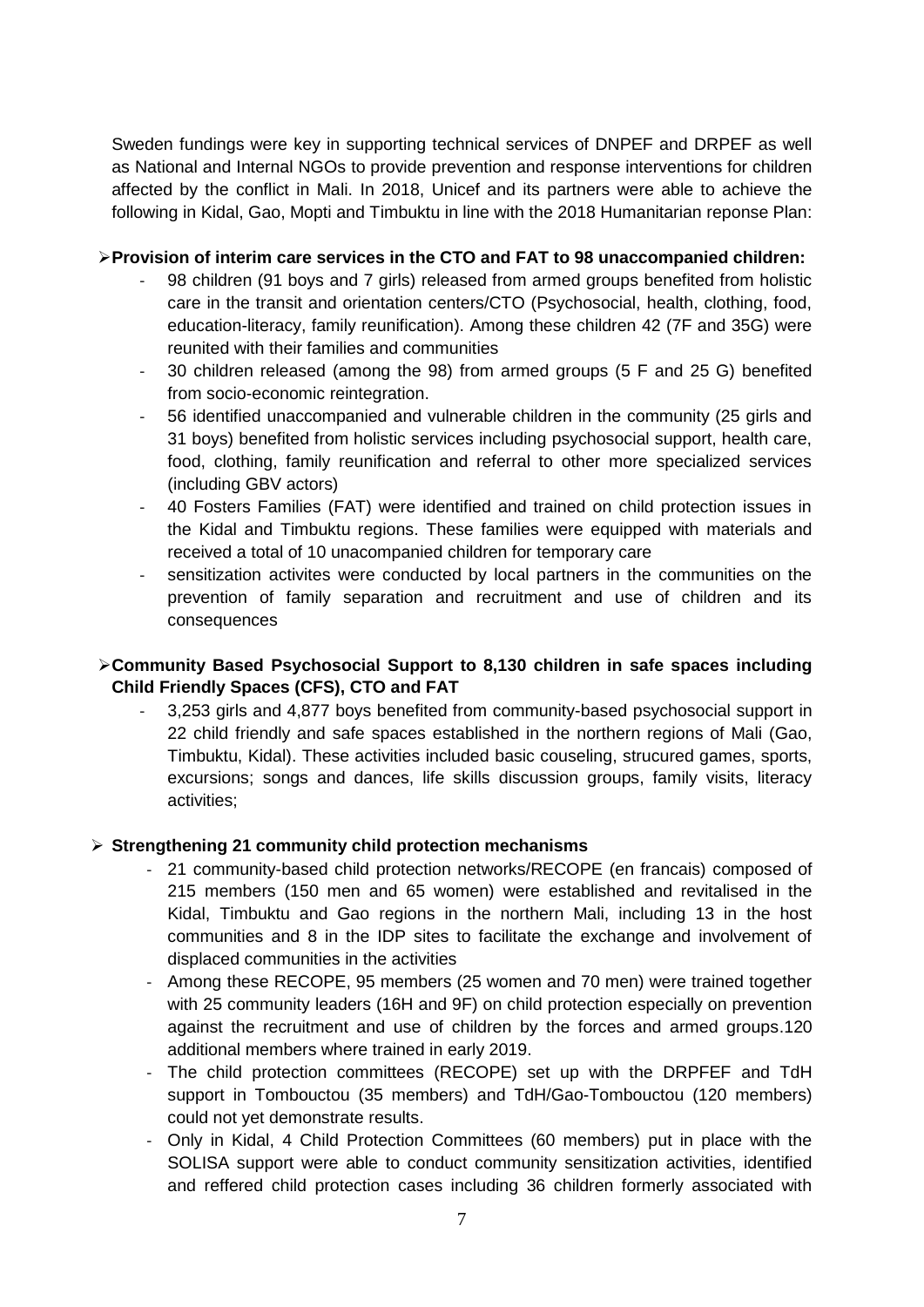Sweden fundings were key in supporting technical services of DNPEF and DRPEF as well as National and Internal NGOs to provide prevention and response interventions for children affected by the conflict in Mali. In 2018, Unicef and its partners were able to achieve the following in Kidal, Gao, Mopti and Timbuktu in line with the 2018 Humanitarian reponse Plan:

- **Provision of interim care services in the CTO and FAT to 98 unaccompanied children:**
  - 98 children (91 boys and 7 girls) released from armed groups benefited from holistic care in the transit and orientation centers/CTO (Psychosocial, health, clothing, food, education-literacy, family reunification). Among these children 42 (7F and 35G) were reunited with their families and communities
  - 30 children released (among the 98) from armed groups (5 F and 25 G) benefited from socio-economic reintegration.
  - 56 identified unaccompanied and vulnerable children in the community (25 girls and 31 boys) benefited from holistic services including psychosocial support, health care, food, clothing, family reunification and referral to other more specialized services (including GBV actors)
  - 40 Fosters Families (FAT) were identified and trained on child protection issues in the Kidal and Timbuktu regions. These families were equipped with materials and received a total of 10 unacompanied children for temporary care
  - sensitization activites were conducted by local partners in the communities on the prevention of family separation and recruitment and use of children and its consequences

- **Community Based Psychosocial Support to 8,130 children in safe spaces including Child Friendly Spaces (CFS), CTO and FAT**
  - 3,253 girls and 4,877 boys benefited from community-based psychosocial support in 22 child friendly and safe spaces established in the northern regions of Mali (Gao, Timbuktu, Kidal). These activities included basic couseling, strucured games, sports, excursions; songs and dances, life skills discussion groups, family visits, literacy activities;

- **Strengthening 21 community child protection mechanisms**
  - 21 community-based child protection networks/RECOPE (en francais) composed of 215 members (150 men and 65 women) were established and revitalised in the Kidal, Timbuktu and Gao regions in the northern Mali, including 13 in the host communities and 8 in the IDP sites to facilitate the exchange and involvement of displaced communities in the activities
  - Among these RECOPE, 95 members (25 women and 70 men) were trained together with 25 community leaders (16H and 9F) on child protection especially on prevention against the recruitment and use of children by the forces and armed groups.120 additional members where trained in early 2019.
  - The child protection committees (RECOPE) set up with the DRPFEF and TdH support in Tombouctou (35 members) and TdH/Gao-Tombouctou (120 members) could not yet demonstrate results.
  - Only in Kidal, 4 Child Protection Committees (60 members) put in place with the SOLISA support were able to conduct community sensitization activities, identified and reffered child protection cases including 36 children formerly associated with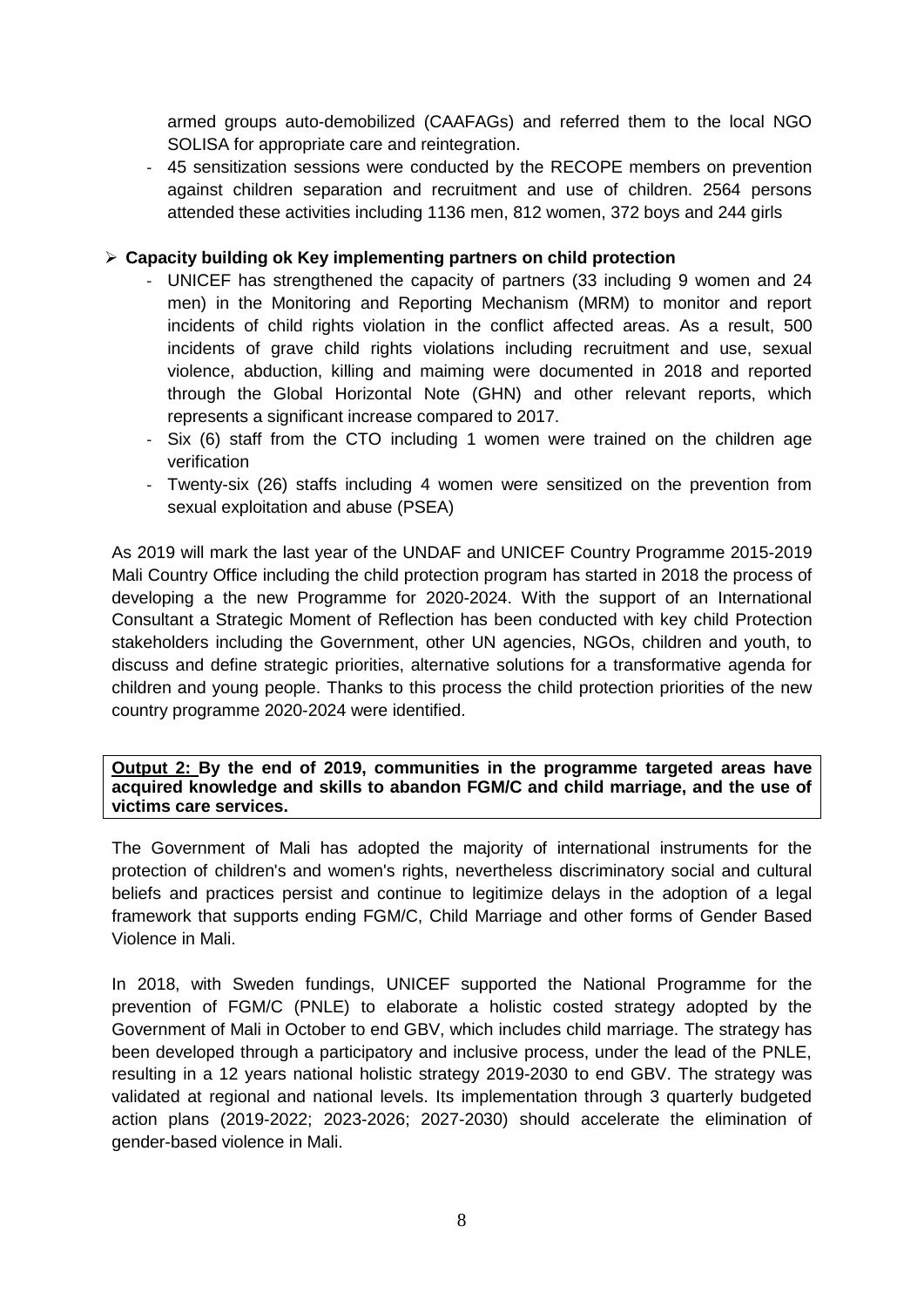armed groups auto-demobilized (CAAFAGs) and referred them to the local NGO SOLISA for appropriate care and reintegration.

- 45 sensitization sessions were conducted by the RECOPE members on prevention against children separation and recruitment and use of children. 2564 persons attended these activities including 1136 men, 812 women, 372 boys and 244 girls

- **Capacity building ok Key implementing partners on child protection**
  - UNICEF has strengthened the capacity of partners (33 including 9 women and 24 men) in the Monitoring and Reporting Mechanism (MRM) to monitor and report incidents of child rights violation in the conflict affected areas. As a result, 500 incidents of grave child rights violations including recruitment and use, sexual violence, abduction, killing and maiming were documented in 2018 and reported through the Global Horizontal Note (GHN) and other relevant reports, which represents a significant increase compared to 2017.
  - Six (6) staff from the CTO including 1 women were trained on the children age verification
  - Twenty-six (26) staffs including 4 women were sensitized on the prevention from sexual exploitation and abuse (PSEA)

As 2019 will mark the last year of the UNDAF and UNICEF Country Programme 2015-2019 Mali Country Office including the child protection program has started in 2018 the process of developing a the new Programme for 2020-2024. With the support of an International Consultant a Strategic Moment of Reflection has been conducted with key child Protection stakeholders including the Government, other UN agencies, NGOs, children and youth, to discuss and define strategic priorities, alternative solutions for a transformative agenda for children and young people. Thanks to this process the child protection priorities of the new country programme 2020-2024 were identified.

**Output 2: By the end of 2019, communities in the programme targeted areas have acquired knowledge and skills to abandon FGM/C and child marriage, and the use of victims care services.**

The Government of Mali has adopted the majority of international instruments for the protection of children's and women's rights, nevertheless discriminatory social and cultural beliefs and practices persist and continue to legitimize delays in the adoption of a legal framework that supports ending FGM/C, Child Marriage and other forms of Gender Based Violence in Mali.

In 2018, with Sweden fundings, UNICEF supported the National Programme for the prevention of FGM/C (PNLE) to elaborate a holistic costed strategy adopted by the Government of Mali in October to end GBV, which includes child marriage. The strategy has been developed through a participatory and inclusive process, under the lead of the PNLE, resulting in a 12 years national holistic strategy 2019-2030 to end GBV. The strategy was validated at regional and national levels. Its implementation through 3 quarterly budgeted action plans (2019-2022; 2023-2026; 2027-2030) should accelerate the elimination of gender-based violence in Mali.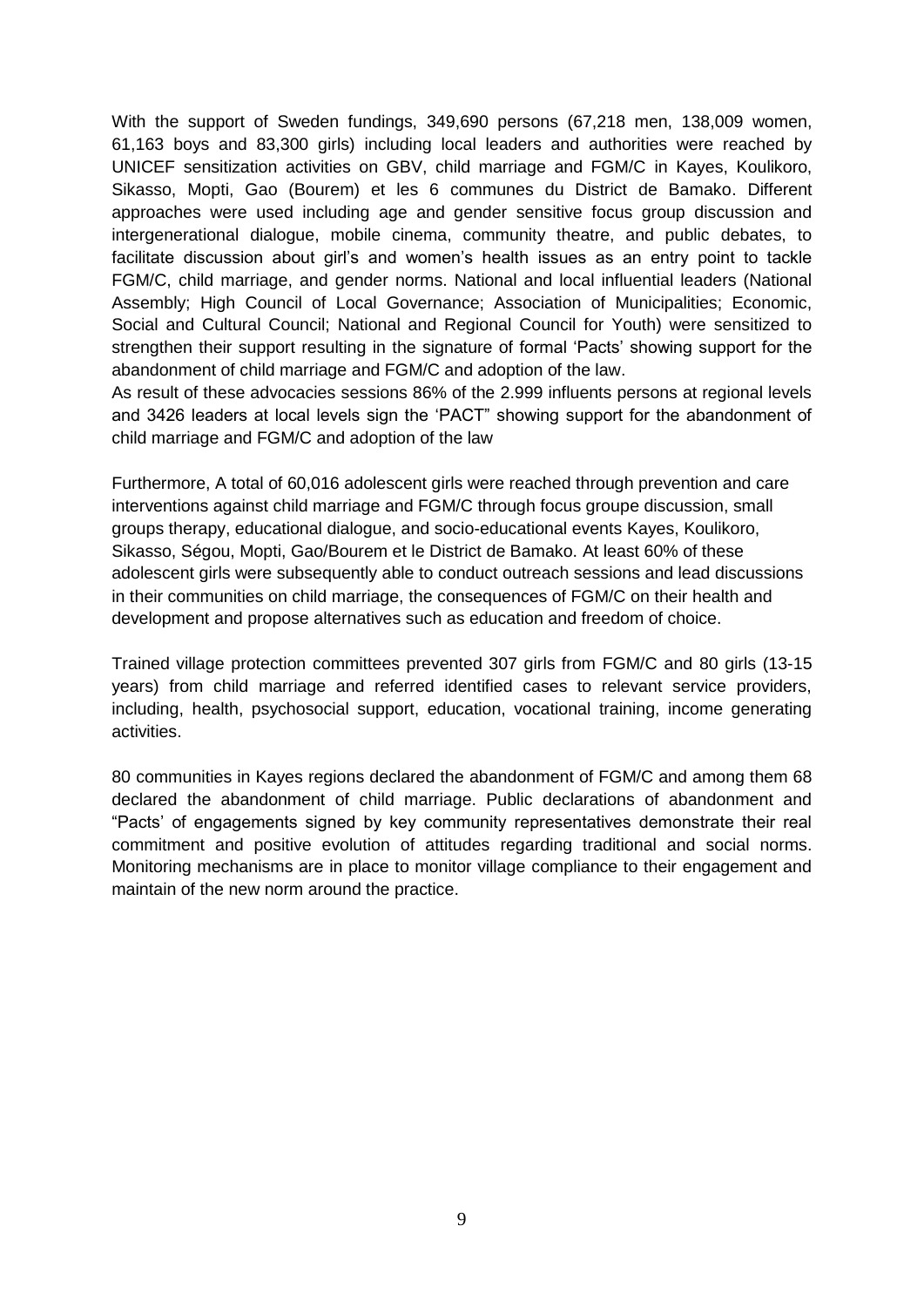With the support of Sweden fundings, 349,690 persons (67,218 men, 138,009 women, 61,163 boys and 83,300 girls) including local leaders and authorities were reached by UNICEF sensitization activities on GBV, child marriage and FGM/C in Kayes, Koulikoro, Sikasso, Mopti, Gao (Bourem) et les 6 communes du District de Bamako. Different approaches were used including age and gender sensitive focus group discussion and intergenerational dialogue, mobile cinema, community theatre, and public debates, to facilitate discussion about girl's and women's health issues as an entry point to tackle FGM/C, child marriage, and gender norms. National and local influential leaders (National Assembly; High Council of Local Governance; Association of Municipalities; Economic, Social and Cultural Council; National and Regional Council for Youth) were sensitized to strengthen their support resulting in the signature of formal 'Pacts' showing support for the abandonment of child marriage and FGM/C and adoption of the law.
As result of these advocacies sessions 86% of the 2.999 influents persons at regional levels and 3426 leaders at local levels sign the 'PACT" showing support for the abandonment of child marriage and FGM/C and adoption of the law

Furthermore, A total of 60,016 adolescent girls were reached through prevention and care interventions against child marriage and FGM/C through focus groupe discussion, small groups therapy, educational dialogue, and socio-educational events Kayes, Koulikoro, Sikasso, Ségou, Mopti, Gao/Bourem et le District de Bamako. At least 60% of these adolescent girls were subsequently able to conduct outreach sessions and lead discussions in their communities on child marriage, the consequences of FGM/C on their health and development and propose alternatives such as education and freedom of choice.

Trained village protection committees prevented 307 girls from FGM/C and 80 girls (13-15 years) from child marriage and referred identified cases to relevant service providers, including, health, psychosocial support, education, vocational training, income generating activities.

80 communities in Kayes regions declared the abandonment of FGM/C and among them 68 declared the abandonment of child marriage. Public declarations of abandonment and "Pacts' of engagements signed by key community representatives demonstrate their real commitment and positive evolution of attitudes regarding traditional and social norms. Monitoring mechanisms are in place to monitor village compliance to their engagement and maintain of the new norm around the practice.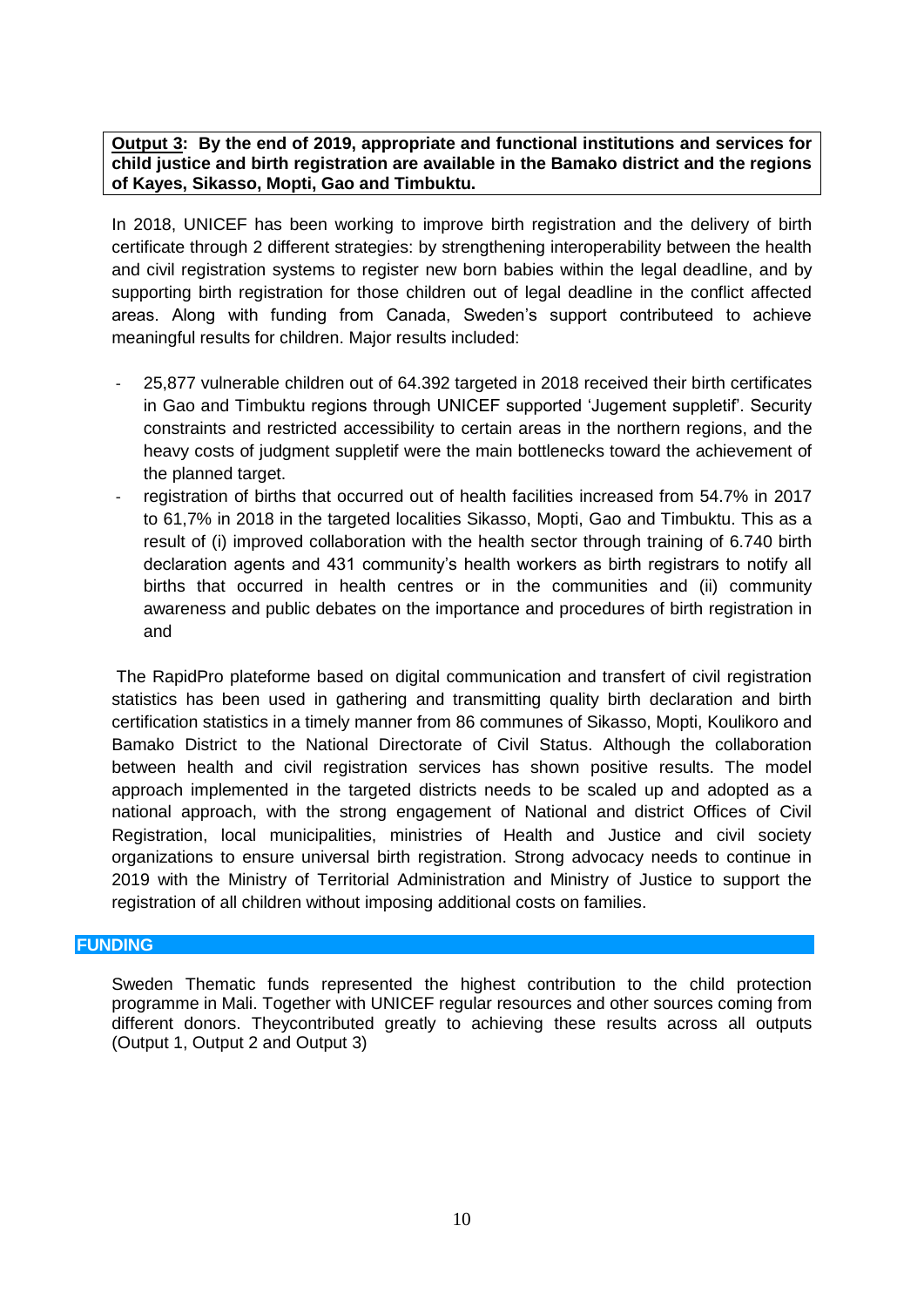**<u>Output 3</u>: By the end of 2019, appropriate and functional institutions and services for child justice and birth registration are available in the Bamako district and the regions of Kayes, Sikasso, Mopti, Gao and Timbuktu.**

In 2018, UNICEF has been working to improve birth registration and the delivery of birth certificate through 2 different strategies: by strengthening interoperability between the health and civil registration systems to register new born babies within the legal deadline, and by supporting birth registration for those children out of legal deadline in the conflict affected areas. Along with funding from Canada, Sweden's support contributeed to achieve meaningful results for children. Major results included:

- 25,877 vulnerable children out of 64.392 targeted in 2018 received their birth certificates in Gao and Timbuktu regions through UNICEF supported 'Jugement suppletif'. Security constraints and restricted accessibility to certain areas in the northern regions, and the heavy costs of judgment suppletif were the main bottlenecks toward the achievement of the planned target.
- registration of births that occurred out of health facilities increased from 54.7% in 2017 to 61,7% in 2018 in the targeted localities Sikasso, Mopti, Gao and Timbuktu. This as a result of (i) improved collaboration with the health sector through training of 6.740 birth declaration agents and 431 community's health workers as birth registrars to notify all births that occurred in health centres or in the communities and (ii) community awareness and public debates on the importance and procedures of birth registration in and

The RapidPro plateforme based on digital communication and transfert of civil registration statistics has been used in gathering and transmitting quality birth declaration and birth certification statistics in a timely manner from 86 communes of Sikasso, Mopti, Koulikoro and Bamako District to the National Directorate of Civil Status. Although the collaboration between health and civil registration services has shown positive results. The model approach implemented in the targeted districts needs to be scaled up and adopted as a national approach, with the strong engagement of National and district Offices of Civil Registration, local municipalities, ministries of Health and Justice and civil society organizations to ensure universal birth registration. Strong advocacy needs to continue in 2019 with the Ministry of Territorial Administration and Ministry of Justice to support the registration of all children without imposing additional costs on families.

## FUNDING

Sweden Thematic funds represented the highest contribution to the child protection programme in Mali. Together with UNICEF regular resources and other sources coming from different donors. Theycontributed greatly to achieving these results across all outputs (Output 1, Output 2 and Output 3)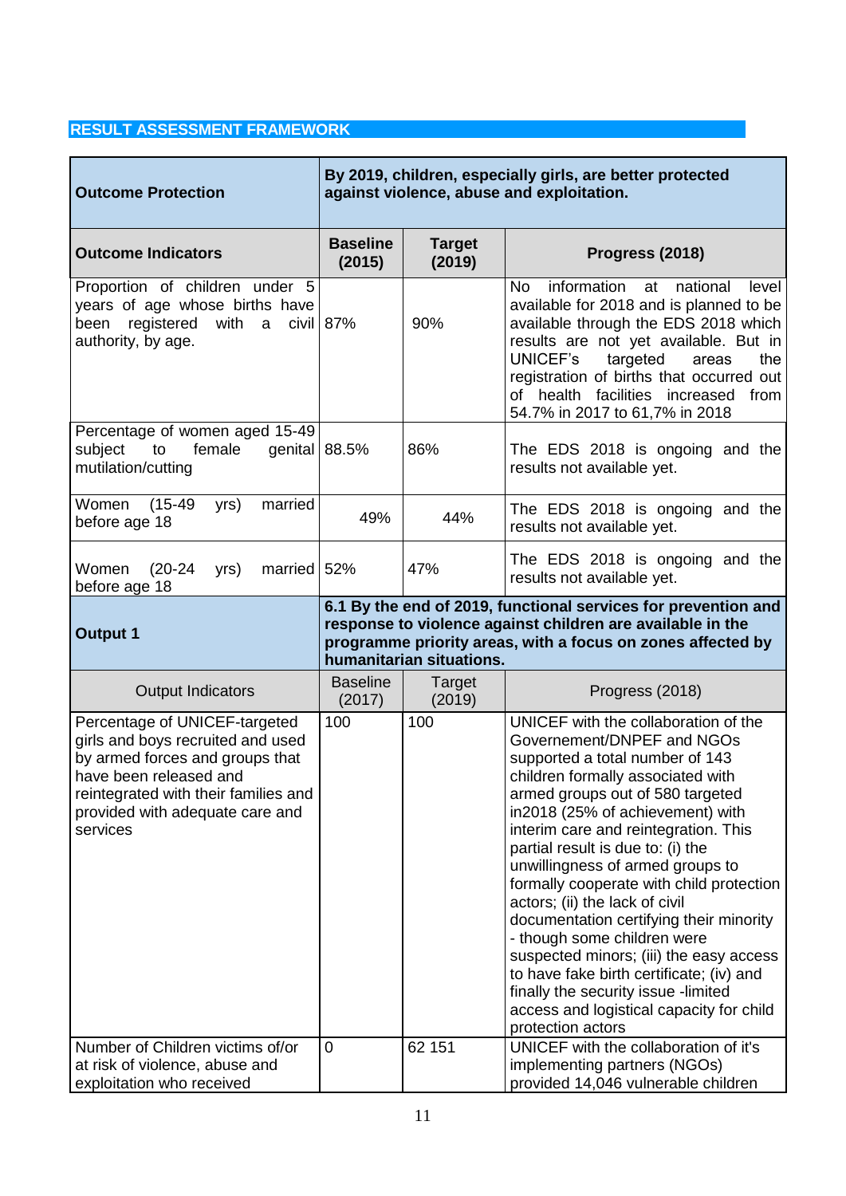## RESULT ASSESSMENT FRAMEWORK

| **Outcome Protection** | **By 2019, children, especially girls, are better protected against violence, abuse and exploitation.** | | |
|---|---|---|---|
| **Outcome Indicators** | **Baseline (2015)** | **Target (2019)** | **Progress (2018)** |
| Proportion of children under 5 years of age whose births have been registered with a civil authority, by age. | 87% | 90% | No information at national level available for 2018 and is planned to be available through the EDS 2018 which results are not yet available. But in UNICEF's targeted areas the registration of births that occurred out of health facilities increased from 54.7% in 2017 to 61,7% in 2018 |
| Percentage of women aged 15-49 subject to female genital mutilation/cutting | 88.5% | 86% | The EDS 2018 is ongoing and the results not available yet. |
| Women (15-49 yrs) married before age 18 | 49% | 44% | The EDS 2018 is ongoing and the results not available yet. |
| Women (20-24 yrs) married before age 18 | 52% | 47% | The EDS 2018 is ongoing and the results not available yet. |
| **Output 1** | **6.1 By the end of 2019, functional services for prevention and response to violence against children are available in the programme priority areas, with a focus on zones affected by humanitarian situations.** | | |
| Output Indicators | Baseline (2017) | Target (2019) | Progress (2018) |
| Percentage of UNICEF-targeted girls and boys recruited and used by armed forces and groups that have been released and reintegrated with their families and provided with adequate care and services | 100 | 100 | UNICEF with the collaboration of the Governement/DNPEF and NGOs supported a total number of 143 children formally associated with armed groups out of 580 targeted in2018 (25% of achievement) with interim care and reintegration. This partial result is due to: (i) the unwillingness of armed groups to formally cooperate with child protection actors; (ii) the lack of civil documentation certifying their minority - though some children were suspected minors; (iii) the easy access to have fake birth certificate; (iv) and finally the security issue -limited access and logistical capacity for child protection actors |
| Number of Children victims of/or at risk of violence, abuse and exploitation who received | 0 | 62 151 | UNICEF with the collaboration of it's implementing partners (NGOs) provided 14,046 vulnerable children |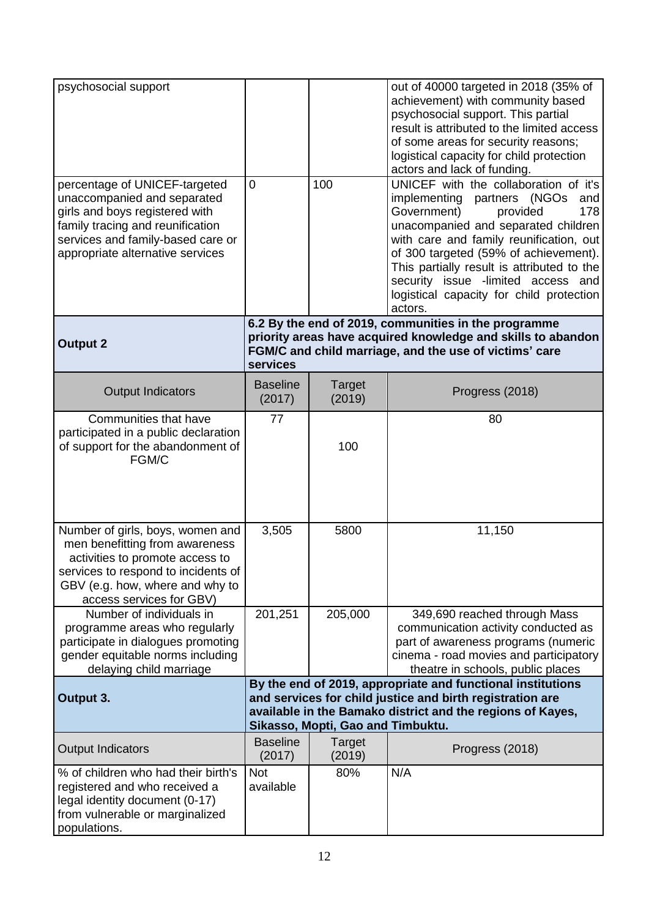| | | | |
|---|---|---|---|
| psychosocial support | | | out of 40000 targeted in 2018 (35% of achievement) with community based psychosocial support. This partial result is attributed to the limited access of some areas for security reasons; logistical capacity for child protection actors and lack of funding. |
| percentage of UNICEF-targeted unaccompanied and separated girls and boys registered with family tracing and reunification services and family-based care or appropriate alternative services | 0 | 100 | UNICEF with the collaboration of it's implementing partners (NGOs and Government) provided 178 unacompanied and separated children with care and family reunification, out of 300 targeted (59% of achievement). This partially result is attributed to the security issue -limited access and logistical capacity for child protection actors. |
| **Output 2** | **6.2 By the end of 2019, communities in the programme priority areas have acquired knowledge and skills to abandon FGM/C and child marriage, and the use of victims' care services** | | |
| Output Indicators | Baseline (2017) | Target (2019) | Progress (2018) |
| Communities that have participated in a public declaration of support for the abandonment of FGM/C | 77 | 100 | 80 |
| Number of girls, boys, women and men benefitting from awareness activities to promote access to services to respond to incidents of GBV (e.g. how, where and why to access services for GBV) | 3,505 | 5800 | 11,150 |
| Number of individuals in programme areas who regularly participate in dialogues promoting gender equitable norms including delaying child marriage | 201,251 | 205,000 | 349,690 reached through Mass communication activity conducted as part of awareness programs (numeric cinema - road movies and participatory theatre in schools, public places |
| **Output 3.** | **By the end of 2019, appropriate and functional institutions and services for child justice and birth registration are available in the Bamako district and the regions of Kayes, Sikasso, Mopti, Gao and Timbuktu.** | | |
| Output Indicators | Baseline (2017) | Target (2019) | Progress (2018) |
| % of children who had their birth's registered and who received a legal identity document (0-17) from vulnerable or marginalized populations. | Not available | 80% | N/A |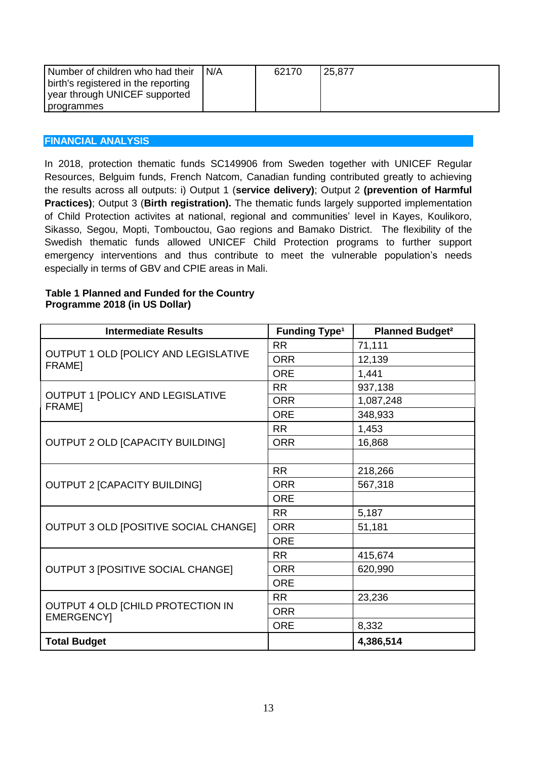| Number of children who had their birth's registered in the reporting year through UNICEF supported programmes | N/A | 62170 | 25,877 |
|---|---|---|---|

## FINANCIAL ANALYSIS

In 2018, protection thematic funds SC149906 from Sweden together with UNICEF Regular Resources, Belguim funds, French Natcom, Canadian funding contributed greatly to achieving the results across all outputs: i) Output 1 (**service delivery)**; Output 2 **(prevention of Harmful Practices)**; Output 3 (**Birth registration).** The thematic funds largely supported implementation of Child Protection activites at national, regional and communities' level in Kayes, Koulikoro, Sikasso, Segou, Mopti, Tombouctou, Gao regions and Bamako District. The flexibility of the Swedish thematic funds allowed UNICEF Child Protection programs to further support emergency interventions and thus contribute to meet the vulnerable population's needs especially in terms of GBV and CPIE areas in Mali.

**Table 1 Planned and Funded for the Country Programme 2018 (in US Dollar)**

| Intermediate Results | Funding Type[1] | Planned Budget[2] |
|---|---|---|
| OUTPUT 1 OLD [POLICY AND LEGISLATIVE FRAME] | RR | 71,111 |
| | ORR | 12,139 |
| | ORE | 1,441 |
| OUTPUT 1 [POLICY AND LEGISLATIVE FRAME] | RR | 937,138 |
| | ORR | 1,087,248 |
| | ORE | 348,933 |
| OUTPUT 2 OLD [CAPACITY BUILDING] | RR | 1,453 |
| | ORR | 16,868 |
| | | |
| OUTPUT 2 [CAPACITY BUILDING] | RR | 218,266 |
| | ORR | 567,318 |
| | ORE | |
| OUTPUT 3 OLD [POSITIVE SOCIAL CHANGE] | RR | 5,187 |
| | ORR | 51,181 |
| | ORE | |
| OUTPUT 3 [POSITIVE SOCIAL CHANGE] | RR | 415,674 |
| | ORR | 620,990 |
| | ORE | |
| OUTPUT 4 OLD [CHILD PROTECTION IN EMERGENCY] | RR | 23,236 |
| | ORR | |
| | ORE | 8,332 |
| **Total Budget** | | **4,386,514** |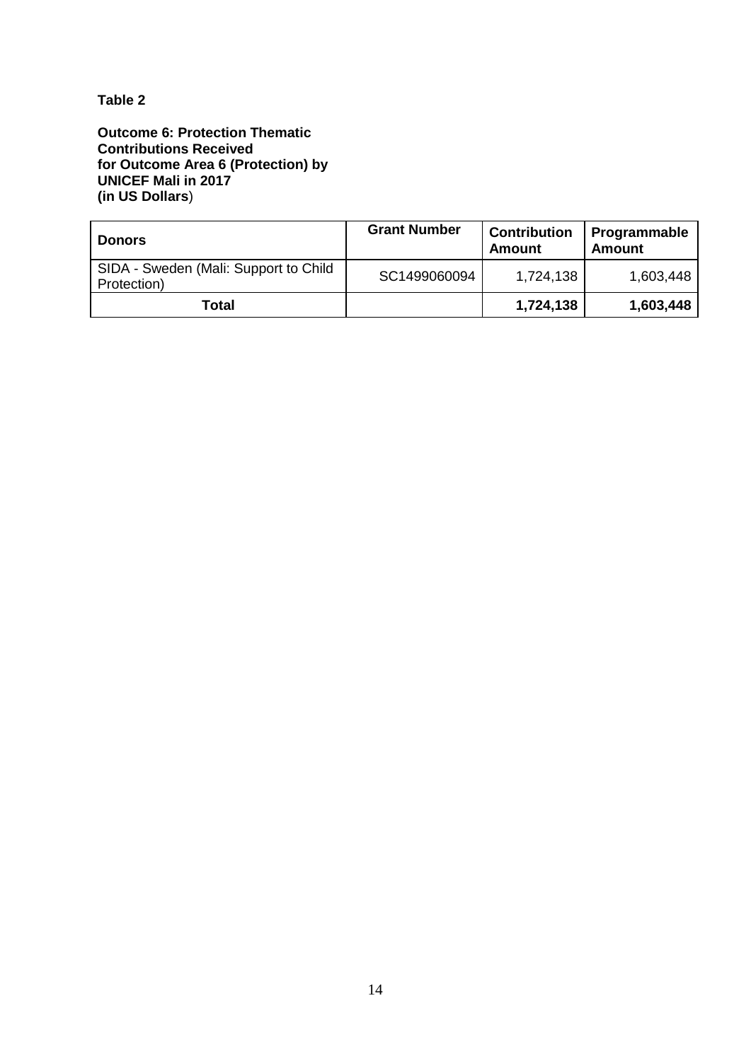**Table 2**

**Outcome 6: Protection Thematic Contributions Received for Outcome Area 6 (Protection) by UNICEF Mali in 2017 (in US Dollars)**

| Donors | Grant Number | Contribution Amount | Programmable Amount |
|---|---|---|---|
| SIDA - Sweden (Mali: Support to Child Protection) | SC1499060094 | 1,724,138 | 1,603,448 |
| **Total** | | **1,724,138** | **1,603,448** |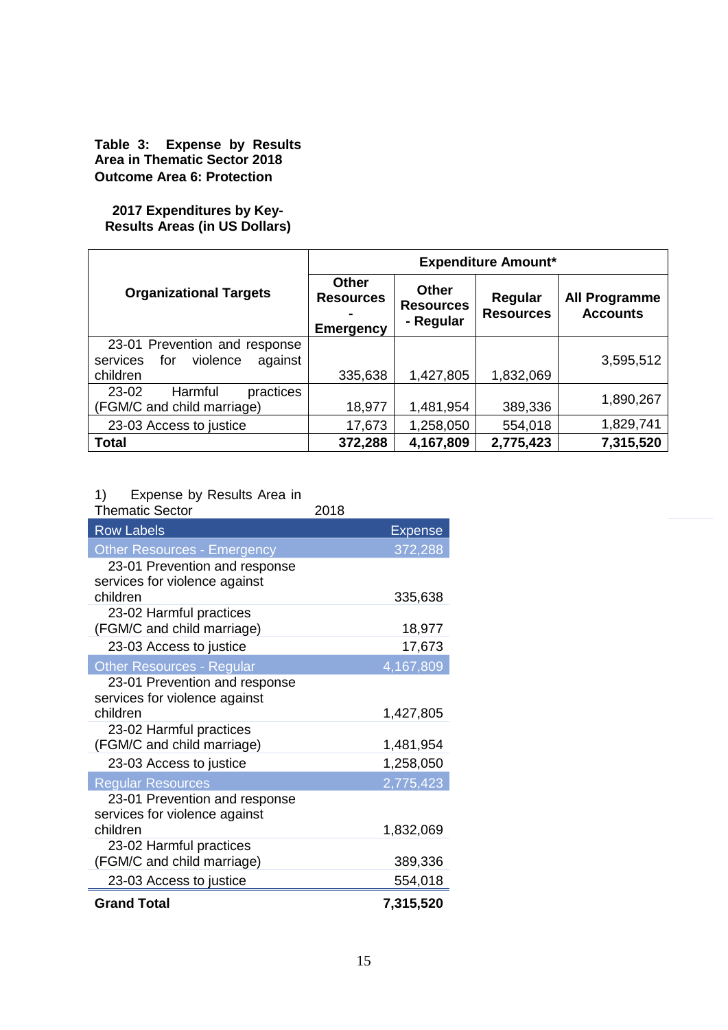**Table 3: Expense by Results Area in Thematic Sector 2018**
**Outcome Area 6: Protection**

**2017 Expenditures by Key-Results Areas (in US Dollars)**

| Organizational Targets | Expenditure Amount* | | | |
|---|---|---|---|---|
| | Other Resources - Emergency | Other Resources - Regular | Regular Resources | All Programme Accounts |
| 23-01 Prevention and response services for violence against children | 335,638 | 1,427,805 | 1,832,069 | 3,595,512 |
| 23-02 Harmful practices (FGM/C and child marriage) | 18,977 | 1,481,954 | 389,336 | 1,890,267 |
| 23-03 Access to justice | 17,673 | 1,258,050 | 554,018 | 1,829,741 |
| **Total** | **372,288** | **4,167,809** | **2,775,423** | **7,315,520** |

1) Expense by Results Area in Thematic Sector 2018

| Row Labels | Expense |
|---|---|
| Other Resources - Emergency | 372,288 |
| 23-01 Prevention and response services for violence against children | 335,638 |
| 23-02 Harmful practices (FGM/C and child marriage) | 18,977 |
| 23-03 Access to justice | 17,673 |
| Other Resources - Regular | 4,167,809 |
| 23-01 Prevention and response services for violence against children | 1,427,805 |
| 23-02 Harmful practices (FGM/C and child marriage) | 1,481,954 |
| 23-03 Access to justice | 1,258,050 |
| Regular Resources | 2,775,423 |
| 23-01 Prevention and response services for violence against children | 1,832,069 |
| 23-02 Harmful practices (FGM/C and child marriage) | 389,336 |
| 23-03 Access to justice | 554,018 |
| **Grand Total** | **7,315,520** |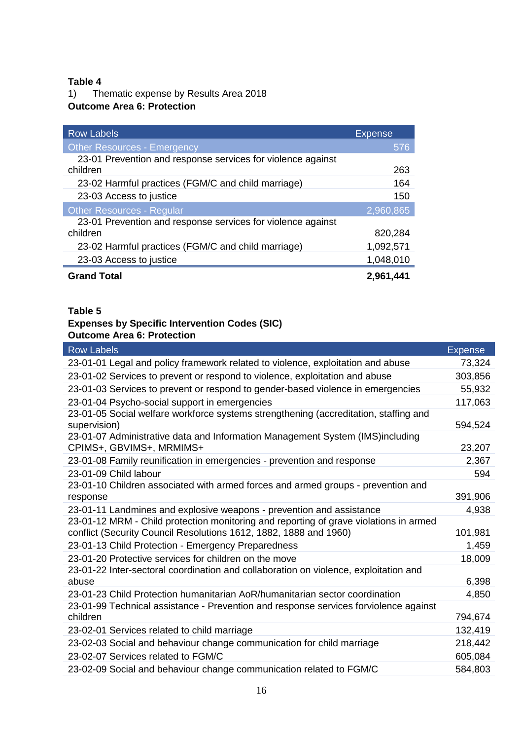**Table 4**

1) Thematic expense by Results Area 2018

**Outcome Area 6: Protection**

| Row Labels | Expense |
|---|---|
| Other Resources - Emergency | 576 |
| 23-01 Prevention and response services for violence against children | 263 |
| 23-02 Harmful practices (FGM/C and child marriage) | 164 |
| 23-03 Access to justice | 150 |
| Other Resources - Regular | 2,960,865 |
| 23-01 Prevention and response services for violence against children | 820,284 |
| 23-02 Harmful practices (FGM/C and child marriage) | 1,092,571 |
| 23-03 Access to justice | 1,048,010 |
| **Grand Total** | **2,961,441** |

**Table 5**

**Expenses by Specific Intervention Codes (SIC)**

**Outcome Area 6: Protection**

| Row Labels | Expense |
|---|---|
| 23-01-01 Legal and policy framework related to violence, exploitation and abuse | 73,324 |
| 23-01-02 Services to prevent or respond to violence, exploitation and abuse | 303,856 |
| 23-01-03 Services to prevent or respond to gender-based violence in emergencies | 55,932 |
| 23-01-04 Psycho-social support in emergencies | 117,063 |
| 23-01-05 Social welfare workforce systems strengthening (accreditation, staffing and supervision) | 594,524 |
| 23-01-07 Administrative data and Information Management System (IMS)including CPIMS+, GBVIMS+, MRMIMS+ | 23,207 |
| 23-01-08 Family reunification in emergencies - prevention and response | 2,367 |
| 23-01-09 Child labour | 594 |
| 23-01-10 Children associated with armed forces and armed groups - prevention and response | 391,906 |
| 23-01-11 Landmines and explosive weapons - prevention and assistance | 4,938 |
| 23-01-12 MRM - Child protection monitoring and reporting of grave violations in armed conflict (Security Council Resolutions 1612, 1882, 1888 and 1960) | 101,981 |
| 23-01-13 Child Protection - Emergency Preparedness | 1,459 |
| 23-01-20 Protective services for children on the move | 18,009 |
| 23-01-22 Inter-sectoral coordination and collaboration on violence, exploitation and abuse | 6,398 |
| 23-01-23 Child Protection humanitarian AoR/humanitarian sector coordination | 4,850 |
| 23-01-99 Technical assistance - Prevention and response services forviolence against children | 794,674 |
| 23-02-01 Services related to child marriage | 132,419 |
| 23-02-03 Social and behaviour change communication for child marriage | 218,442 |
| 23-02-07 Services related to FGM/C | 605,084 |
| 23-02-09 Social and behaviour change communication related to FGM/C | 584,803 |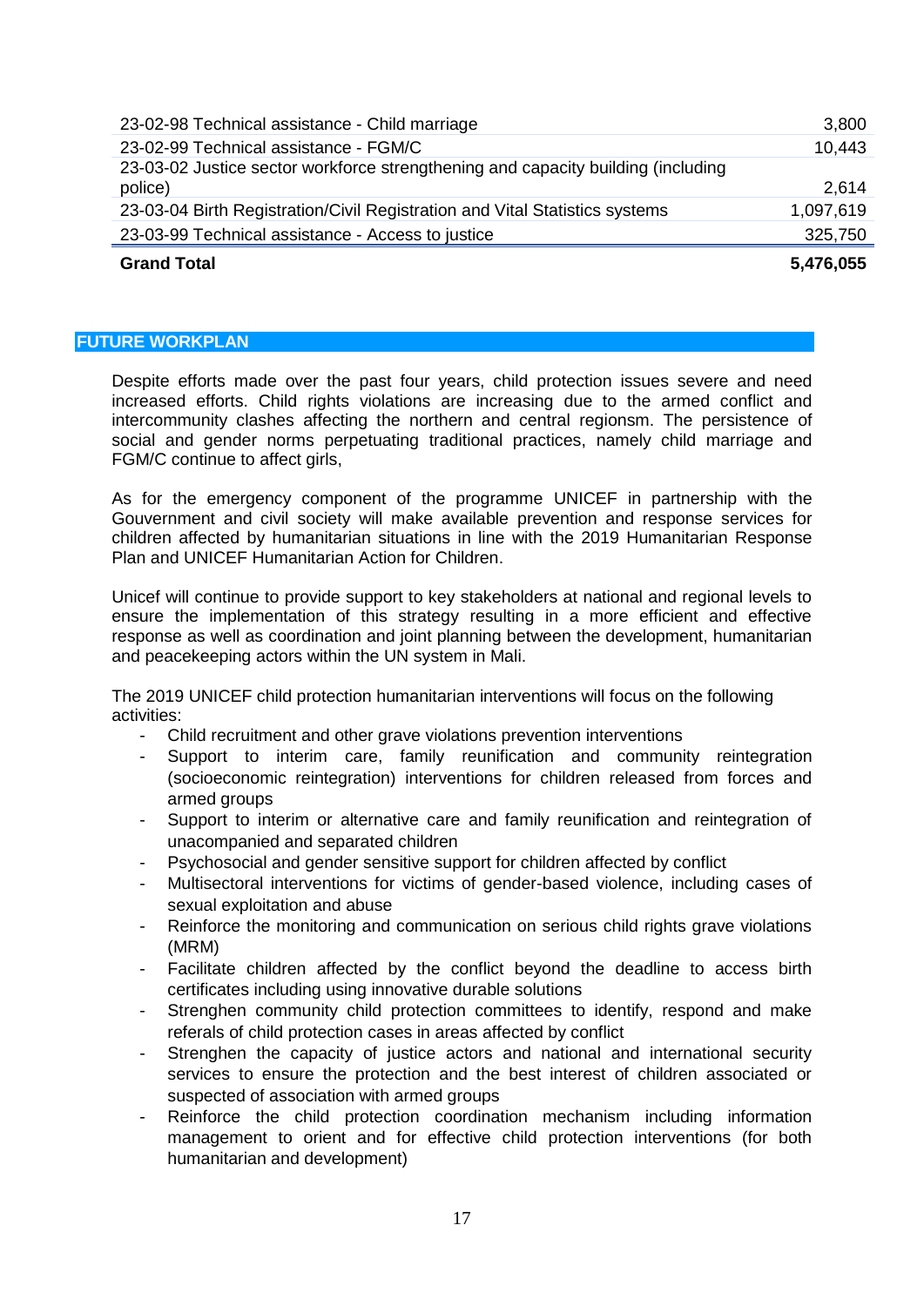| | |
|---|---|
| 23-02-98 Technical assistance - Child marriage | 3,800 |
| 23-02-99 Technical assistance - FGM/C | 10,443 |
| 23-03-02 Justice sector workforce strengthening and capacity building (including police) | 2,614 |
| 23-03-04 Birth Registration/Civil Registration and Vital Statistics systems | 1,097,619 |
| 23-03-99 Technical assistance - Access to justice | 325,750 |
| **Grand Total** | **5,476,055** |

## FUTURE WORKPLAN

Despite efforts made over the past four years, child protection issues severe and need increased efforts. Child rights violations are increasing due to the armed conflict and intercommunity clashes affecting the northern and central regionsm. The persistence of social and gender norms perpetuating traditional practices, namely child marriage and FGM/C continue to affect girls,

As for the emergency component of the programme UNICEF in partnership with the Gouvernment and civil society will make available prevention and response services for children affected by humanitarian situations in line with the 2019 Humanitarian Response Plan and UNICEF Humanitarian Action for Children.

Unicef will continue to provide support to key stakeholders at national and regional levels to ensure the implementation of this strategy resulting in a more efficient and effective response as well as coordination and joint planning between the development, humanitarian and peacekeeping actors within the UN system in Mali.

The 2019 UNICEF child protection humanitarian interventions will focus on the following activities:

- Child recruitment and other grave violations prevention interventions
- Support to interim care, family reunification and community reintegration (socioeconomic reintegration) interventions for children released from forces and armed groups
- Support to interim or alternative care and family reunification and reintegration of unacompanied and separated children
- Psychosocial and gender sensitive support for children affected by conflict
- Multisectoral interventions for victims of gender-based violence, including cases of sexual exploitation and abuse
- Reinforce the monitoring and communication on serious child rights grave violations (MRM)
- Facilitate children affected by the conflict beyond the deadline to access birth certificates including using innovative durable solutions
- Strenghen community child protection committees to identify, respond and make referals of child protection cases in areas affected by conflict
- Strenghen the capacity of justice actors and national and international security services to ensure the protection and the best interest of children associated or suspected of association with armed groups
- Reinforce the child protection coordination mechanism including information management to orient and for effective child protection interventions (for both humanitarian and development)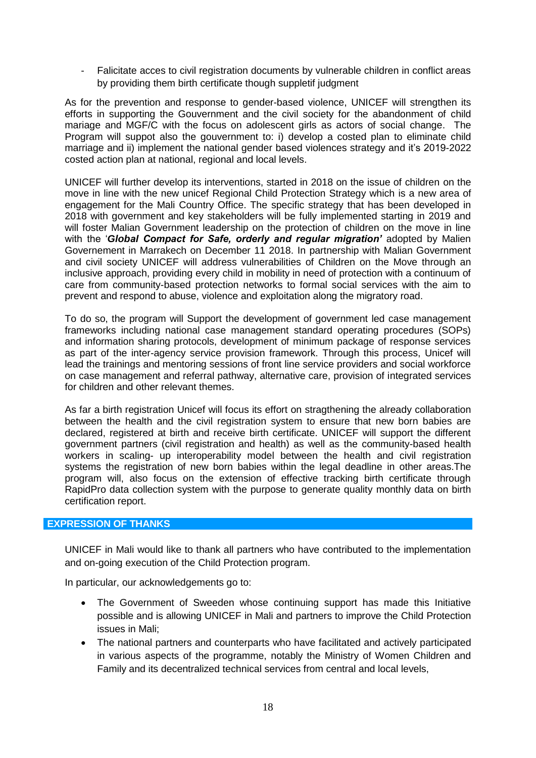- Falicitate acces to civil registration documents by vulnerable children in conflict areas by providing them birth certificate though suppletif judgment

As for the prevention and response to gender-based violence, UNICEF will strengthen its efforts in supporting the Gouvernment and the civil society for the abandonment of child mariage and MGF/C with the focus on adolescent girls as actors of social change. The Program will suppot also the gouvernment to: i) develop a costed plan to eliminate child marriage and ii) implement the national gender based violences strategy and it's 2019-2022 costed action plan at national, regional and local levels.

UNICEF will further develop its interventions, started in 2018 on the issue of children on the move in line with the new unicef Regional Child Protection Strategy which is a new area of engagement for the Mali Country Office. The specific strategy that has been developed in 2018 with government and key stakeholders will be fully implemented starting in 2019 and will foster Malian Government leadership on the protection of children on the move in line with the '***Global Compact for Safe, orderly and regular migration'*** adopted by Malien Governement in Marrakech on December 11 2018. In partnership with Malian Government and civil society UNICEF will address vulnerabilities of Children on the Move through an inclusive approach, providing every child in mobility in need of protection with a continuum of care from community-based protection networks to formal social services with the aim to prevent and respond to abuse, violence and exploitation along the migratory road.

To do so, the program will Support the development of government led case management frameworks including national case management standard operating procedures (SOPs) and information sharing protocols, development of minimum package of response services as part of the inter-agency service provision framework. Through this process, Unicef will lead the trainings and mentoring sessions of front line service providers and social workforce on case management and referral pathway, alternative care, provision of integrated services for children and other relevant themes.

As far a birth registration Unicef will focus its effort on stragthening the already collaboration between the health and the civil registration system to ensure that new born babies are declared, registered at birth and receive birth certificate. UNICEF will support the different government partners (civil registration and health) as well as the community-based health workers in scaling- up interoperability model between the health and civil registration systems the registration of new born babies within the legal deadline in other areas.The program will, also focus on the extension of effective tracking birth certificate through RapidPro data collection system with the purpose to generate quality monthly data on birth certification report.

## EXPRESSION OF THANKS

UNICEF in Mali would like to thank all partners who have contributed to the implementation and on-going execution of the Child Protection program.

In particular, our acknowledgements go to:

- The Government of Sweeden whose continuing support has made this Initiative possible and is allowing UNICEF in Mali and partners to improve the Child Protection issues in Mali;
- The national partners and counterparts who have facilitated and actively participated in various aspects of the programme, notably the Ministry of Women Children and Family and its decentralized technical services from central and local levels,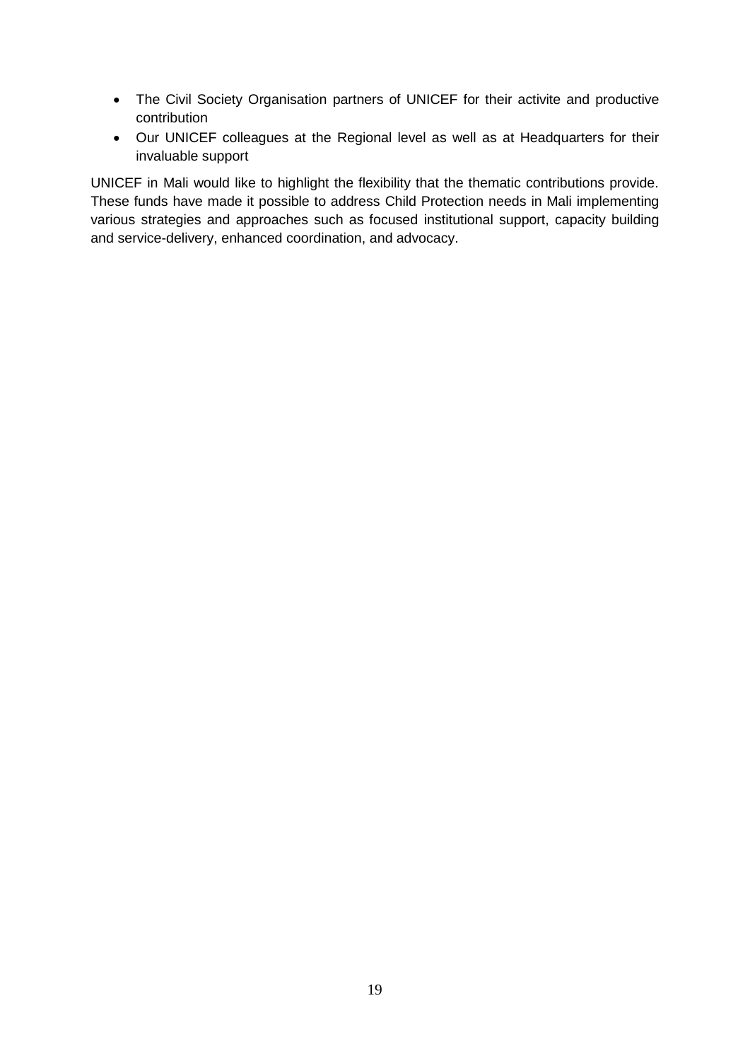- The Civil Society Organisation partners of UNICEF for their activite and productive contribution
- Our UNICEF colleagues at the Regional level as well as at Headquarters for their invaluable support

UNICEF in Mali would like to highlight the flexibility that the thematic contributions provide. These funds have made it possible to address Child Protection needs in Mali implementing various strategies and approaches such as focused institutional support, capacity building and service-delivery, enhanced coordination, and advocacy.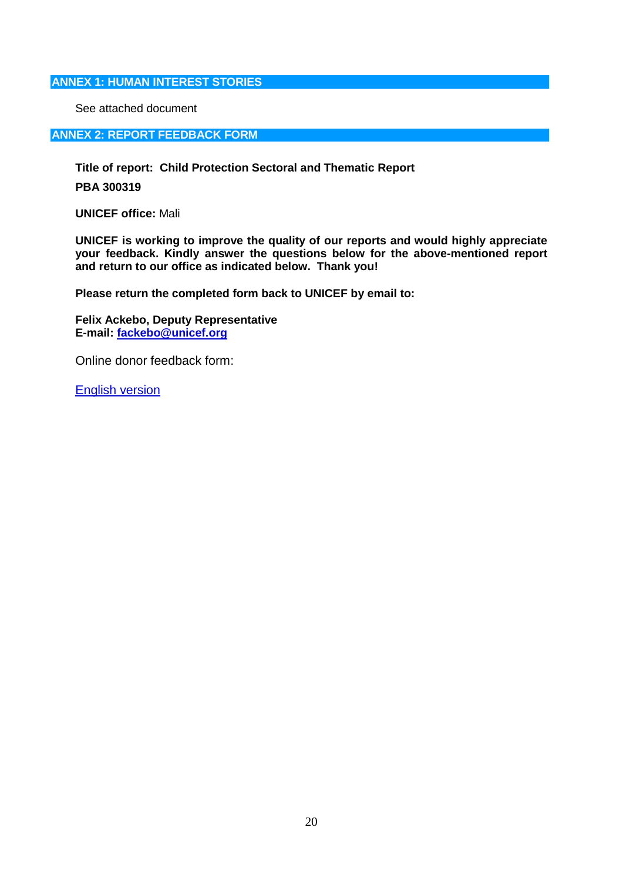## ANNEX 1: HUMAN INTEREST STORIES

See attached document

## ANNEX 2: REPORT FEEDBACK FORM

**Title of report: Child Protection Sectoral and Thematic Report**

**PBA 300319**

**UNICEF office:** Mali

**UNICEF is working to improve the quality of our reports and would highly appreciate your feedback. Kindly answer the questions below for the above-mentioned report and return to our office as indicated below. Thank you!**

**Please return the completed form back to UNICEF by email to:**

**Felix Ackebo, Deputy Representative**
**E-mail: fackebo@unicef.org**

Online donor feedback form:

English version